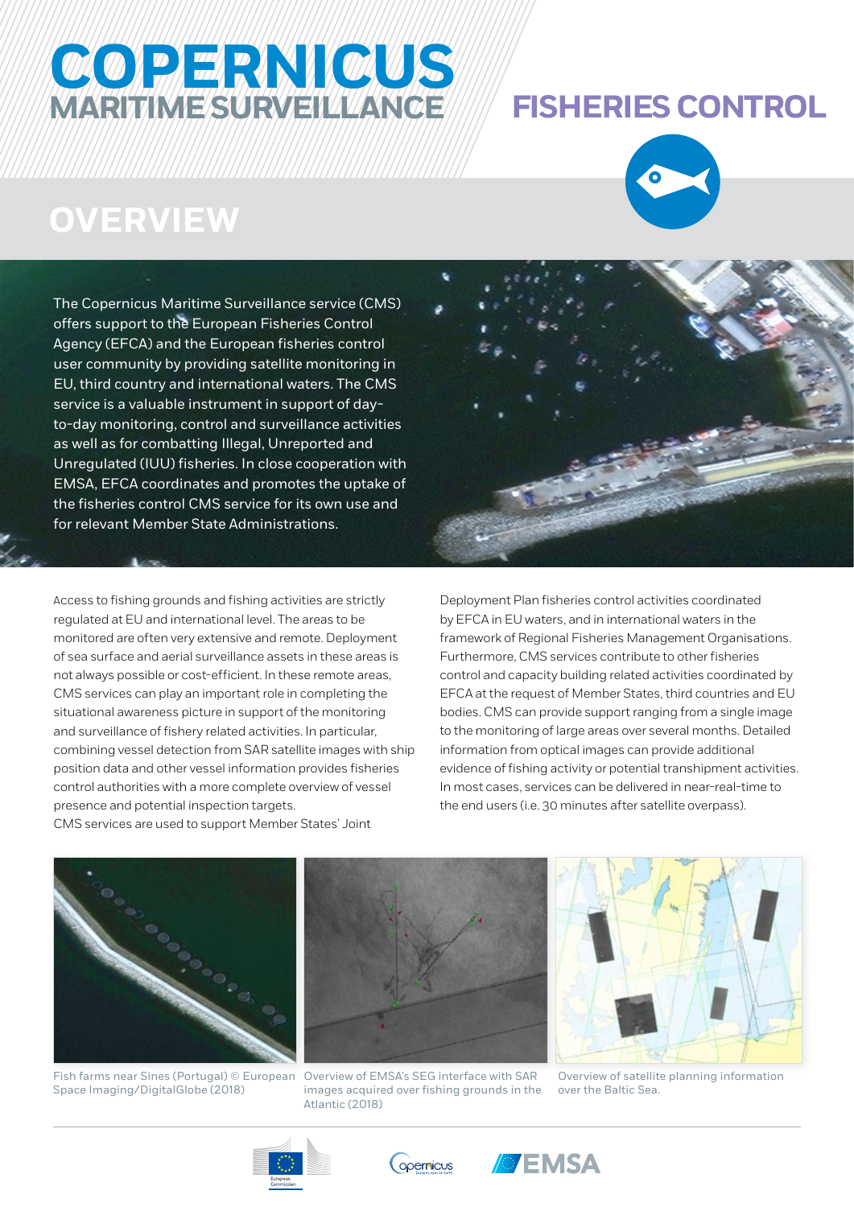# COPERNICUS MARITIME SURVEILLANCE

# FISHERIES CONTROL

## OVERVIEW

The Copernicus Maritime Surveillance service (CMS) offers support to the European Fisheries Control Agency (EFCA) and the European fisheries control user community by providing satellite monitoring in EU, third country and international waters. The CMS service is a valuable instrument in support of day-to-day monitoring, control and surveillance activities as well as for combatting Illegal, Unreported and Unregulated (IUU) fisheries. In close cooperation with EMSA, EFCA coordinates and promotes the uptake of the fisheries control CMS service for its own use and for relevant Member State Administrations.

Access to fishing grounds and fishing activities are strictly regulated at EU and international level. The areas to be monitored are often very extensive and remote. Deployment of sea surface and aerial surveillance assets in these areas is not always possible or cost-efficient. In these remote areas, CMS services can play an important role in completing the situational awareness picture in support of the monitoring and surveillance of fishery related activities. In particular, combining vessel detection from SAR satellite images with ship position data and other vessel information provides fisheries control authorities with a more complete overview of vessel presence and potential inspection targets.
CMS services are used to support Member States' Joint Deployment Plan fisheries control activities coordinated by EFCA in EU waters, and in international waters in the framework of Regional Fisheries Management Organisations. Furthermore, CMS services contribute to other fisheries control and capacity building related activities coordinated by EFCA at the request of Member States, third countries and EU bodies. CMS can provide support ranging from a single image to the monitoring of large areas over several months. Detailed information from optical images can provide additional evidence of fishing activity or potential transhipment activities. In most cases, services can be delivered in near-real-time to the end users (i.e. 30 minutes after satellite overpass).

Fish farms near Sines (Portugal) © European Space Imaging/DigitalGlobe (2018)

Overview of EMSA's SEG interface with SAR images acquired over fishing grounds in the Atlantic (2018)

Overview of satellite planning information over the Baltic Sea.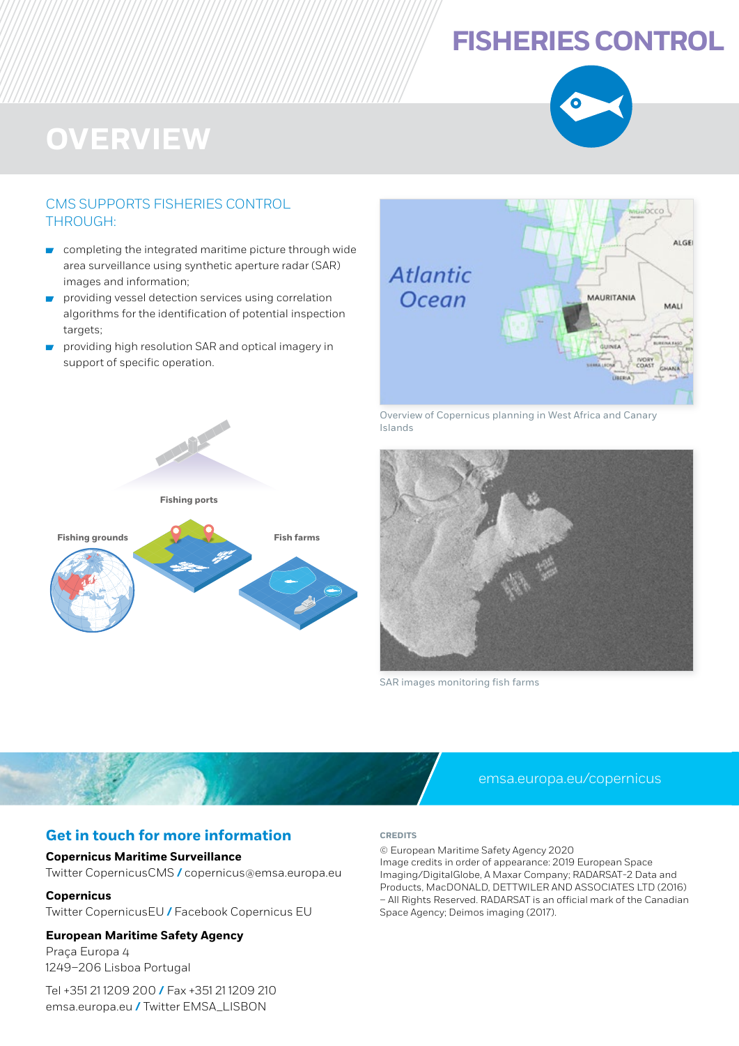# FISHERIES CONTROL

## OVERVIEW

### CMS SUPPORTS FISHERIES CONTROL THROUGH:

- completing the integrated maritime picture through wide area surveillance using synthetic aperture radar (SAR) images and information;
- providing vessel detection services using correlation algorithms for the identification of potential inspection targets;
- providing high resolution SAR and optical imagery in support of specific operation.

Fishing ports

Fishing grounds

Fish farms

Overview of Copernicus planning in West Africa and Canary Islands

SAR images monitoring fish farms

emsa.europa.eu/copernicus

## Get in touch for more information

**Copernicus Maritime Surveillance**
Twitter CopernicusCMS / copernicus@emsa.europa.eu

**Copernicus**
Twitter CopernicusEU / Facebook Copernicus EU

**European Maritime Safety Agency**
Praça Europa 4
1249–206 Lisboa Portugal

Tel +351 21 1209 200 / Fax +351 21 1209 210
emsa.europa.eu / Twitter EMSA_LISBON

**CREDITS**

© European Maritime Safety Agency 2020
Image credits in order of appearance: 2019 European Space Imaging/DigitalGlobe, A Maxar Company; RADARSAT-2 Data and Products, MacDONALD, DETTWILER AND ASSOCIATES LTD (2016) – All Rights Reserved. RADARSAT is an official mark of the Canadian Space Agency; Deimos imaging (2017).